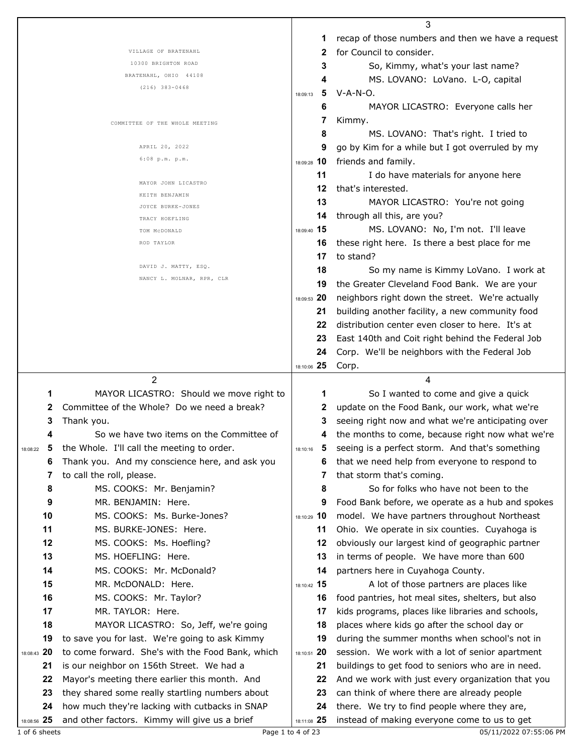VILLAGE OF BRATENAHL
10300 BRIGHTON ROAD
BRATENAHL, OHIO 44108
(216) 383-0468

COMMITTEE OF THE WHOLE MEETING

APRIL 20, 2022
6:08 p.m. p.m.

MAYOR JOHN LICASTRO
KEITH BENJAMIN
JOYCE BURKE-JONES
TRACY HOEFLING
TOM McDONALD
ROD TAYLOR

DAVID J. MATTY, ESQ.
NANCY L. MOLNAR, RPR, CLR

---

MAYOR LICASTRO: Should we move right to Committee of the Whole? Do we need a break? Thank you.

So we have two items on the Committee of the Whole. I'll call the meeting to order. Thank you. And my conscience here, and ask you to call the roll, please.

MS. COOKS: Mr. Benjamin?

MR. BENJAMIN: Here.

MS. COOKS: Ms. Burke-Jones?

MS. BURKE-JONES: Here.

MS. COOKS: Ms. Hoefling?

MS. HOEFLING: Here.

MS. COOKS: Mr. McDonald?

MR. McDONALD: Here.

MS. COOKS: Mr. Taylor?

MR. TAYLOR: Here.

MAYOR LICASTRO: So, Jeff, we're going to save you for last. We're going to ask Kimmy to come forward. She's with the Food Bank, which is our neighbor on 156th Street. We had a Mayor's meeting there earlier this month. And they shared some really startling numbers about how much they're lacking with cutbacks in SNAP and other factors. Kimmy will give us a brief recap of those numbers and then we have a request for Council to consider.

So, Kimmy, what's your last name?

MS. LOVANO: LoVano. L-O, capital V-A-N-O.

MAYOR LICASTRO: Everyone calls her Kimmy.

MS. LOVANO: That's right. I tried to go by Kim for a while but I got overruled by my friends and family.

I do have materials for anyone here that's interested.

MAYOR LICASTRO: You're not going through all this, are you?

MS. LOVANO: No, I'm not. I'll leave these right here. Is there a best place for me to stand?

So my name is Kimmy LoVano. I work at the Greater Cleveland Food Bank. We are your neighbors right down the street. We're actually building another facility, a new community food distribution center even closer to here. It's at East 140th and Coit right behind the Federal Job Corp. We'll be neighbors with the Federal Job Corp.

So I wanted to come and give a quick update on the Food Bank, our work, what we're seeing right now and what we're anticipating over the months to come, because right now what we're seeing is a perfect storm. And that's something that we need help from everyone to respond to that storm that's coming.

So for folks who have not been to the Food Bank before, we operate as a hub and spokes model. We have partners throughout Northeast Ohio. We operate in six counties. Cuyahoga is obviously our largest kind of geographic partner in terms of people. We have more than 600 partners here in Cuyahoga County.

A lot of those partners are places like food pantries, hot meal sites, shelters, but also kids programs, places like libraries and schools, places where kids go after the school day or during the summer months when school's not in session. We work with a lot of senior apartment buildings to get food to seniors who are in need. And we work with just every organization that you can think of where there are already people there. We try to find people where they are, instead of making everyone come to us to get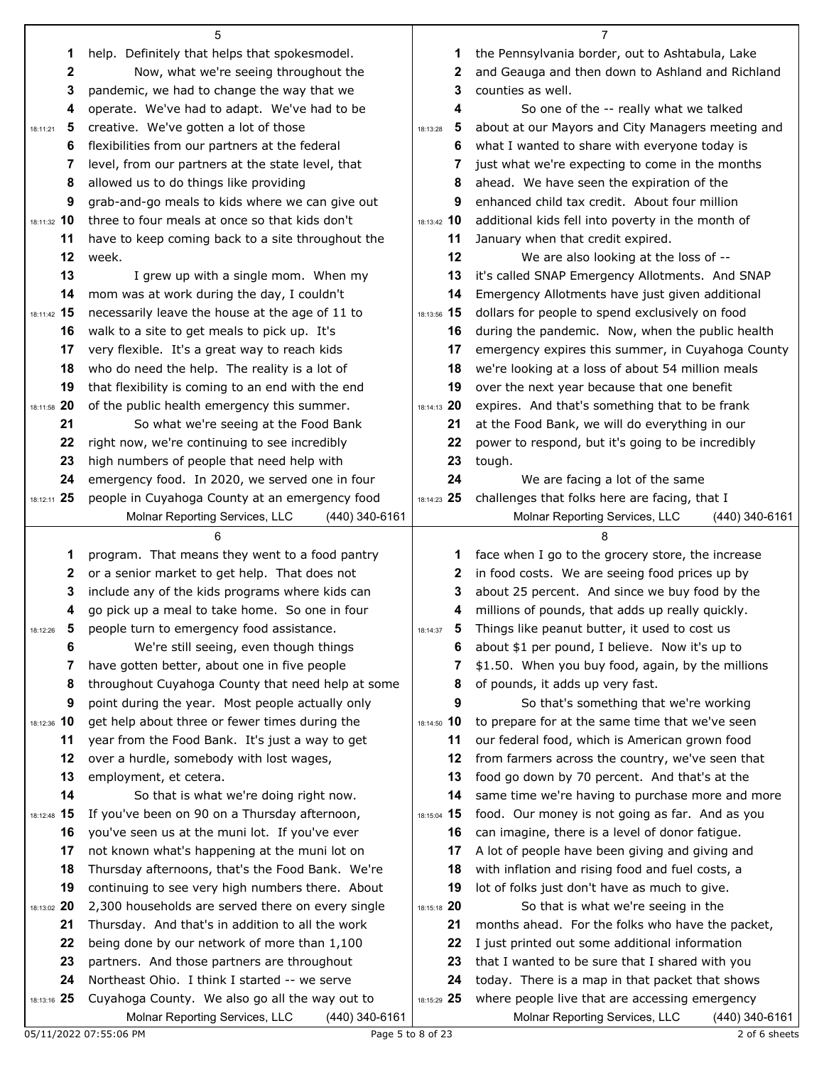help. Definitely that helps that spokesmodel.

Now, what we're seeing throughout the pandemic, we had to change the way that we operate. We've had to adapt. We've had to be creative. We've gotten a lot of those flexibilities from our partners at the federal level, from our partners at the state level, that allowed us to do things like providing grab-and-go meals to kids where we can give out three to four meals at once so that kids don't have to keep coming back to a site throughout the week.

I grew up with a single mom. When my mom was at work during the day, I couldn't necessarily leave the house at the age of 11 to walk to a site to get meals to pick up. It's very flexible. It's a great way to reach kids who do need the help. The reality is a lot of that flexibility is coming to an end with the end of the public health emergency this summer.

So what we're seeing at the Food Bank right now, we're continuing to see incredibly high numbers of people that need help with emergency food. In 2020, we served one in four people in Cuyahoga County at an emergency food program. That means they went to a food pantry or a senior market to get help. That does not include any of the kids programs where kids can go pick up a meal to take home. So one in four people turn to emergency food assistance.

We're still seeing, even though things have gotten better, about one in five people throughout Cuyahoga County that need help at some point during the year. Most people actually only get help about three or fewer times during the year from the Food Bank. It's just a way to get over a hurdle, somebody with lost wages, employment, et cetera.

So that is what we're doing right now. If you've been on 90 on a Thursday afternoon, you've seen us at the muni lot. If you've ever not known what's happening at the muni lot on Thursday afternoons, that's the Food Bank. We're continuing to see very high numbers there. About 2,300 households are served there on every single Thursday. And that's in addition to all the work being done by our network of more than 1,100 partners. And those partners are throughout Northeast Ohio. I think I started -- we serve Cuyahoga County. We also go all the way out to the Pennsylvania border, out to Ashtabula, Lake and Geauga and then down to Ashland and Richland counties as well.

So one of the -- really what we talked about at our Mayors and City Managers meeting and what I wanted to share with everyone today is just what we're expecting to come in the months ahead. We have seen the expiration of the enhanced child tax credit. About four million additional kids fell into poverty in the month of January when that credit expired.

We are also looking at the loss of -- it's called SNAP Emergency Allotments. And SNAP Emergency Allotments have just given additional dollars for people to spend exclusively on food during the pandemic. Now, when the public health emergency expires this summer, in Cuyahoga County we're looking at a loss of about 54 million meals over the next year because that one benefit expires. And that's something that to be frank at the Food Bank, we will do everything in our power to respond, but it's going to be incredibly tough.

We are facing a lot of the same challenges that folks here are facing, that I face when I go to the grocery store, the increase in food costs. We are seeing food prices up by about 25 percent. And since we buy food by the millions of pounds, that adds up really quickly. Things like peanut butter, it used to cost us about $1 per pound, I believe. Now it's up to $1.50. When you buy food, again, by the millions of pounds, it adds up very fast.

So that's something that we're working to prepare for at the same time that we've seen our federal food, which is American grown food from farmers across the country, we've seen that food go down by 70 percent. And that's at the same time we're having to purchase more and more food. Our money is not going as far. And as you can imagine, there is a level of donor fatigue. A lot of people have been giving and giving and with inflation and rising food and fuel costs, a lot of folks just don't have as much to give.

So that is what we're seeing in the months ahead. For the folks who have the packet, I just printed out some additional information that I wanted to be sure that I shared with you today. There is a map in that packet that shows where people live that are accessing emergency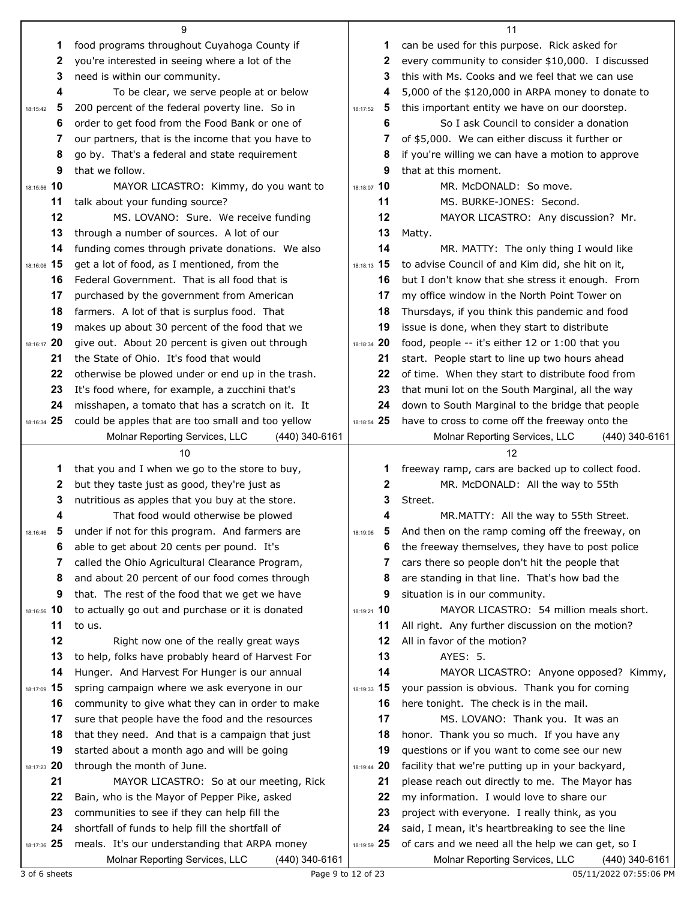food programs throughout Cuyahoga County if you're interested in seeing where a lot of the need is within our community.

To be clear, we serve people at or below 200 percent of the federal poverty line. So in order to get food from the Food Bank or one of our partners, that is the income that you have to go by. That's a federal and state requirement that we follow.

MAYOR LICASTRO: Kimmy, do you want to talk about your funding source?

MS. LOVANO: Sure. We receive funding through a number of sources. A lot of our funding comes through private donations. We also get a lot of food, as I mentioned, from the Federal Government. That is all food that is purchased by the government from American farmers. A lot of that is surplus food. That makes up about 30 percent of the food that we give out. About 20 percent is given out through the State of Ohio. It's food that would otherwise be plowed under or end up in the trash. It's food where, for example, a zucchini that's misshapen, a tomato that has a scratch on it. It could be apples that are too small and too yellow that you and I when we go to the store to buy, but they taste just as good, they're just as nutritious as apples that you buy at the store.

That food would otherwise be plowed under if not for this program. And farmers are able to get about 20 cents per pound. It's called the Ohio Agricultural Clearance Program, and about 20 percent of our food comes through that. The rest of the food that we get we have to actually go out and purchase or it is donated to us.

Right now one of the really great ways to help, folks have probably heard of Harvest For Hunger. And Harvest For Hunger is our annual spring campaign where we ask everyone in our community to give what they can in order to make sure that people have the food and the resources that they need. And that is a campaign that just started about a month ago and will be going through the month of June.

MAYOR LICASTRO: So at our meeting, Rick Bain, who is the Mayor of Pepper Pike, asked communities to see if they can help fill the shortfall of funds to help fill the shortfall of meals. It's our understanding that ARPA money can be used for this purpose. Rick asked for every community to consider $10,000. I discussed this with Ms. Cooks and we feel that we can use 5,000 of the $120,000 in ARPA money to donate to this important entity we have on our doorstep.

So I ask Council to consider a donation of $5,000. We can either discuss it further or if you're willing we can have a motion to approve that at this moment.

MR. McDONALD: So move.

MS. BURKE-JONES: Second.

MAYOR LICASTRO: Any discussion? Mr. Matty.

MR. MATTY: The only thing I would like to advise Council of and Kim did, she hit on it, but I don't know that she stress it enough. From my office window in the North Point Tower on Thursdays, if you think this pandemic and food issue is done, when they start to distribute food, people -- it's either 12 or 1:00 that you start. People start to line up two hours ahead of time. When they start to distribute food from that muni lot on the South Marginal, all the way down to South Marginal to the bridge that people have to cross to come off the freeway onto the freeway ramp, cars are backed up to collect food.

MR. McDONALD: All the way to 55th Street.

MR.MATTY: All the way to 55th Street. And then on the ramp coming off the freeway, on the freeway themselves, they have to post police cars there so people don't hit the people that are standing in that line. That's how bad the situation is in our community.

MAYOR LICASTRO: 54 million meals short. All right. Any further discussion on the motion? All in favor of the motion?

AYES: 5.

MAYOR LICASTRO: Anyone opposed? Kimmy, your passion is obvious. Thank you for coming here tonight. The check is in the mail.

MS. LOVANO: Thank you. It was an honor. Thank you so much. If you have any questions or if you want to come see our new facility that we're putting up in your backyard, please reach out directly to me. The Mayor has my information. I would love to share our project with everyone. I really think, as you said, I mean, it's heartbreaking to see the line of cars and we need all the help we can get, so I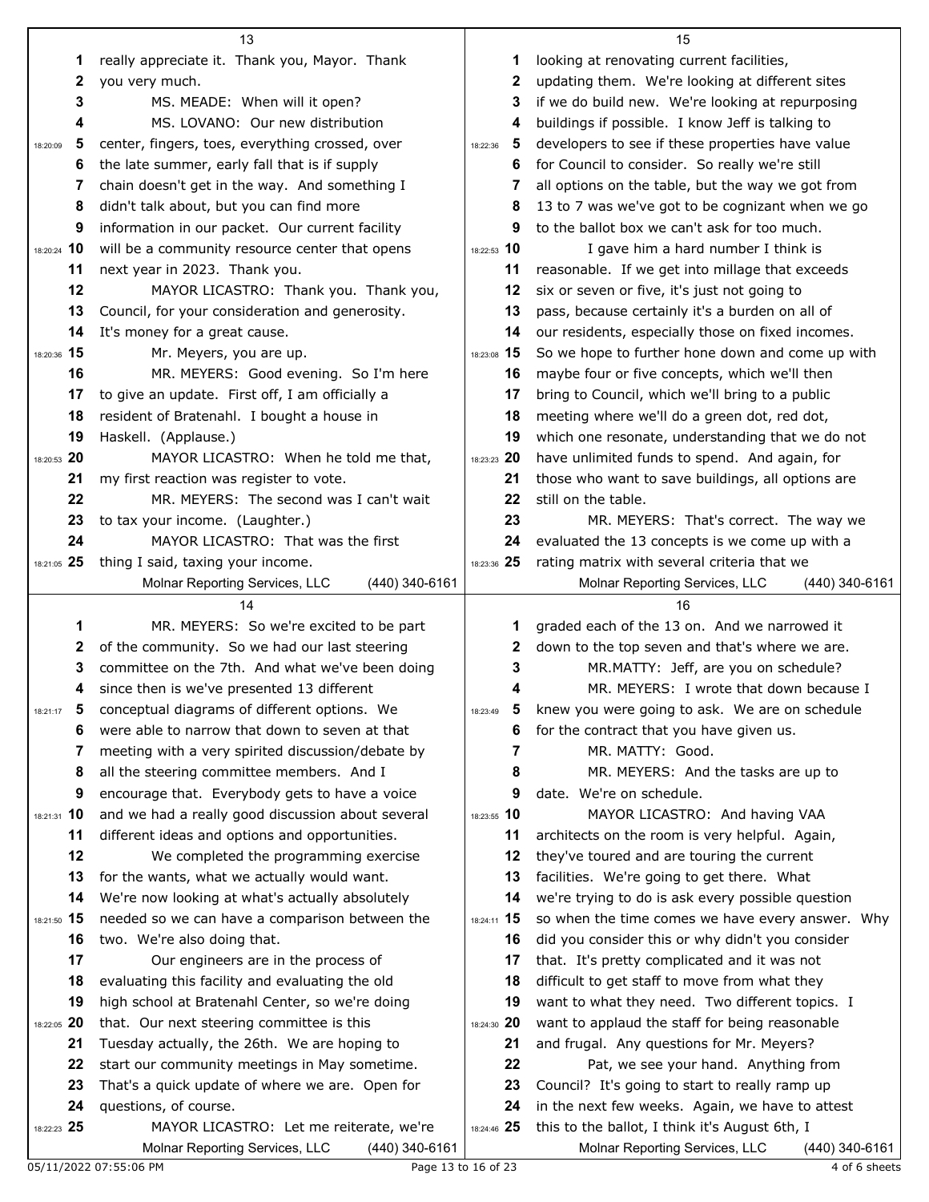really appreciate it. Thank you, Mayor. Thank you very much.

MS. MEADE: When will it open?

MS. LOVANO: Our new distribution center, fingers, toes, everything crossed, over the late summer, early fall that is if supply chain doesn't get in the way. And something I didn't talk about, but you can find more information in our packet. Our current facility will be a community resource center that opens next year in 2023. Thank you.

MAYOR LICASTRO: Thank you. Thank you, Council, for your consideration and generosity. It's money for a great cause.

Mr. Meyers, you are up.

MR. MEYERS: Good evening. So I'm here to give an update. First off, I am officially a resident of Bratenahl. I bought a house in Haskell. (Applause.)

MAYOR LICASTRO: When he told me that, my first reaction was register to vote.

MR. MEYERS: The second was I can't wait to tax your income. (Laughter.)

MAYOR LICASTRO: That was the first thing I said, taxing your income.

MR. MEYERS: So we're excited to be part of the community. So we had our last steering committee on the 7th. And what we've been doing since then is we've presented 13 different conceptual diagrams of different options. We were able to narrow that down to seven at that meeting with a very spirited discussion/debate by all the steering committee members. And I encourage that. Everybody gets to have a voice and we had a really good discussion about several different ideas and options and opportunities.

We completed the programming exercise for the wants, what we actually would want. We're now looking at what's actually absolutely needed so we can have a comparison between the two. We're also doing that.

Our engineers are in the process of evaluating this facility and evaluating the old high school at Bratenahl Center, so we're doing that. Our next steering committee is this Tuesday actually, the 26th. We are hoping to start our community meetings in May sometime. That's a quick update of where we are. Open for questions, of course.

MAYOR LICASTRO: Let me reiterate, we're looking at renovating current facilities, updating them. We're looking at different sites if we do build new. We're looking at repurposing buildings if possible. I know Jeff is talking to developers to see if these properties have value for Council to consider. So really we're still all options on the table, but the way we got from 13 to 7 was we've got to be cognizant when we go to the ballot box we can't ask for too much.

I gave him a hard number I think is reasonable. If we get into millage that exceeds six or seven or five, it's just not going to pass, because certainly it's a burden on all of our residents, especially those on fixed incomes. So we hope to further hone down and come up with maybe four or five concepts, which we'll then bring to Council, which we'll bring to a public meeting where we'll do a green dot, red dot, which one resonate, understanding that we do not have unlimited funds to spend. And again, for those who want to save buildings, all options are still on the table.

MR. MEYERS: That's correct. The way we evaluated the 13 concepts is we come up with a rating matrix with several criteria that we graded each of the 13 on. And we narrowed it down to the top seven and that's where we are.

MR.MATTY: Jeff, are you on schedule?

MR. MEYERS: I wrote that down because I knew you were going to ask. We are on schedule for the contract that you have given us.

MR. MATTY: Good.

MR. MEYERS: And the tasks are up to date. We're on schedule.

MAYOR LICASTRO: And having VAA architects on the room is very helpful. Again, they've toured and are touring the current facilities. We're going to get there. What we're trying to do is ask every possible question so when the time comes we have every answer. Why did you consider this or why didn't you consider that. It's pretty complicated and it was not difficult to get staff to move from what they want to what they need. Two different topics. I want to applaud the staff for being reasonable and frugal. Any questions for Mr. Meyers?

Pat, we see your hand. Anything from Council? It's going to start to really ramp up in the next few weeks. Again, we have to attest this to the ballot, I think it's August 6th, I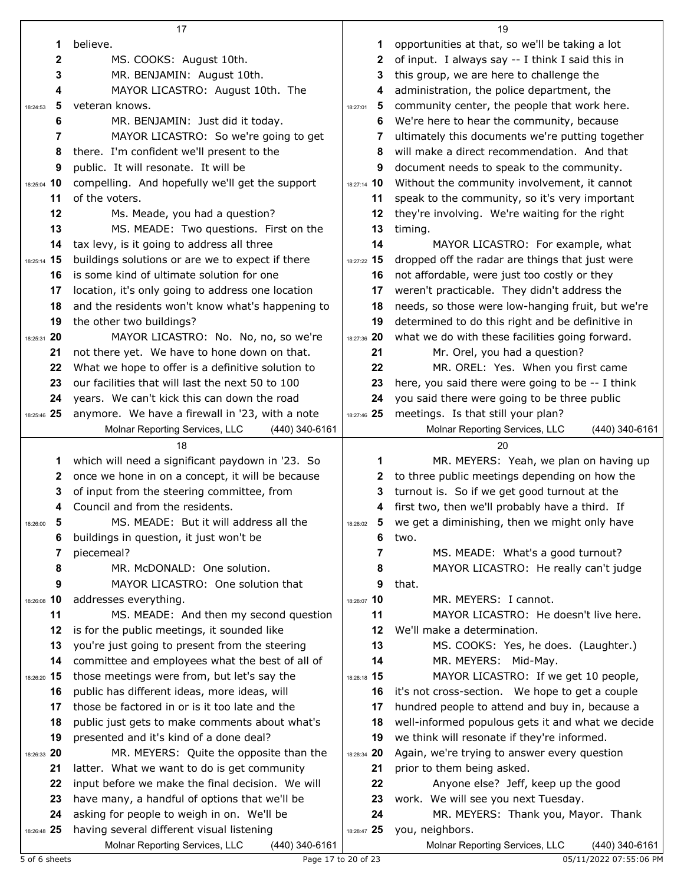believe.

MS. COOKS: August 10th.

MR. BENJAMIN: August 10th.

MAYOR LICASTRO: August 10th. The veteran knows.

MR. BENJAMIN: Just did it today.

MAYOR LICASTRO: So we're going to get there. I'm confident we'll present to the public. It will resonate. It will be compelling. And hopefully we'll get the support of the voters.

Ms. Meade, you had a question?

MS. MEADE: Two questions. First on the tax levy, is it going to address all three buildings solutions or are we to expect if there is some kind of ultimate solution for one location, it's only going to address one location and the residents won't know what's happening to the other two buildings?

MAYOR LICASTRO: No. No, no, so we're not there yet. We have to hone down on that. What we hope to offer is a definitive solution to our facilities that will last the next 50 to 100 years. We can't kick this can down the road anymore. We have a firewall in '23, with a note which will need a significant paydown in '23. So once we hone in on a concept, it will be because of input from the steering committee, from Council and from the residents.

MS. MEADE: But it will address all the buildings in question, it just won't be piecemeal?

MR. McDONALD: One solution.

MAYOR LICASTRO: One solution that addresses everything.

MS. MEADE: And then my second question is for the public meetings, it sounded like you're just going to present from the steering committee and employees what the best of all of those meetings were from, but let's say the public has different ideas, more ideas, will those be factored in or is it too late and the public just gets to make comments about what's presented and it's kind of a done deal?

MR. MEYERS: Quite the opposite than the latter. What we want to do is get community input before we make the final decision. We will have many, a handful of options that we'll be asking for people to weigh in on. We'll be having several different visual listening opportunities at that, so we'll be taking a lot of input. I always say -- I think I said this in this group, we are here to challenge the administration, the police department, the community center, the people that work here. We're here to hear the community, because ultimately this documents we're putting together will make a direct recommendation. And that document needs to speak to the community. Without the community involvement, it cannot speak to the community, so it's very important they're involving. We're waiting for the right timing.

MAYOR LICASTRO: For example, what dropped off the radar are things that just were not affordable, were just too costly or they weren't practicable. They didn't address the needs, so those were low-hanging fruit, but we're determined to do this right and be definitive in what we do with these facilities going forward.

Mr. Orel, you had a question?

MR. OREL: Yes. When you first came here, you said there were going to be -- I think you said there were going to be three public meetings. Is that still your plan?

MR. MEYERS: Yeah, we plan on having up to three public meetings depending on how the turnout is. So if we get good turnout at the first two, then we'll probably have a third. If we get a diminishing, then we might only have two.

MS. MEADE: What's a good turnout?

MAYOR LICASTRO: He really can't judge that.

MR. MEYERS: I cannot.

MAYOR LICASTRO: He doesn't live here. We'll make a determination.

MS. COOKS: Yes, he does. (Laughter.)

MR. MEYERS: Mid-May.

MAYOR LICASTRO: If we get 10 people, it's not cross-section. We hope to get a couple hundred people to attend and buy in, because a well-informed populous gets it and what we decide we think will resonate if they're informed. Again, we're trying to answer every question prior to them being asked.

Anyone else? Jeff, keep up the good work. We will see you next Tuesday.

MR. MEYERS: Thank you, Mayor. Thank you, neighbors.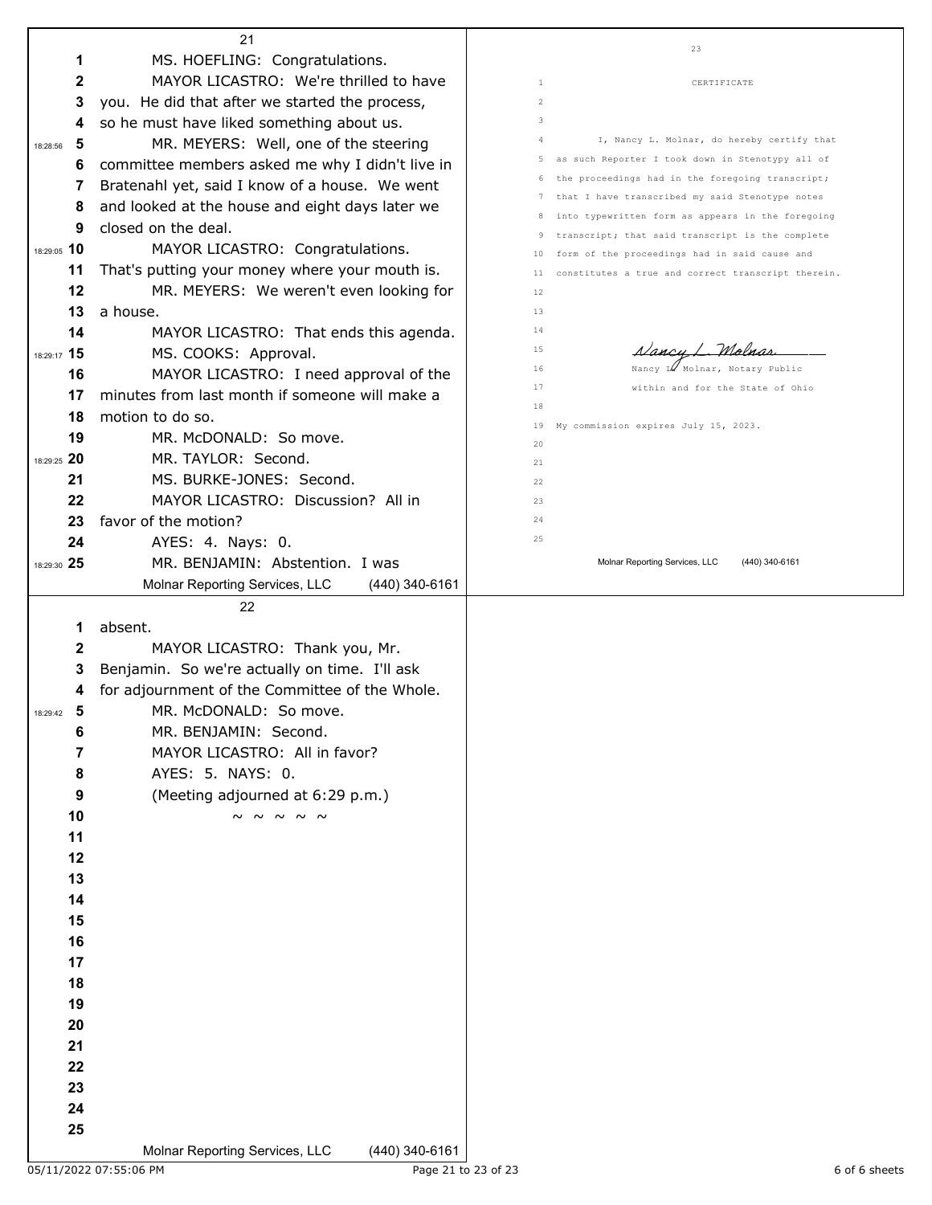MS. HOEFLING: Congratulations.

MAYOR LICASTRO: We're thrilled to have you. He did that after we started the process, so he must have liked something about us.

MR. MEYERS: Well, one of the steering committee members asked me why I didn't live in Bratenahl yet, said I know of a house. We went and looked at the house and eight days later we closed on the deal.

MAYOR LICASTRO: Congratulations. That's putting your money where your mouth is.

MR. MEYERS: We weren't even looking for a house.

MAYOR LICASTRO: That ends this agenda.

MS. COOKS: Approval.

MAYOR LICASTRO: I need approval of the minutes from last month if someone will make a motion to do so.

MR. McDONALD: So move.

MR. TAYLOR: Second.

MS. BURKE-JONES: Second.

MAYOR LICASTRO: Discussion? All in favor of the motion?

AYES: 4. Nays: 0.

MR. BENJAMIN: Abstention. I was absent.

MAYOR LICASTRO: Thank you, Mr. Benjamin. So we're actually on time. I'll ask for adjournment of the Committee of the Whole.

MR. McDONALD: So move.

MR. BENJAMIN: Second.

MAYOR LICASTRO: All in favor?

AYES: 5. NAYS: 0.

(Meeting adjourned at 6:29 p.m.)

~ ~ ~ ~ ~

CERTIFICATE

I, Nancy L. Molnar, do hereby certify that as such Reporter I took down in Stenotypy all of the proceedings had in the foregoing transcript; that I have transcribed my said Stenotype notes into typewritten form as appears in the foregoing transcript; that said transcript is the complete form of the proceedings had in said cause and constitutes a true and correct transcript therein.

*Nancy L. Molnar*

Nancy L. Molnar, Notary Public
within and for the State of Ohio

My commission expires July 15, 2023.